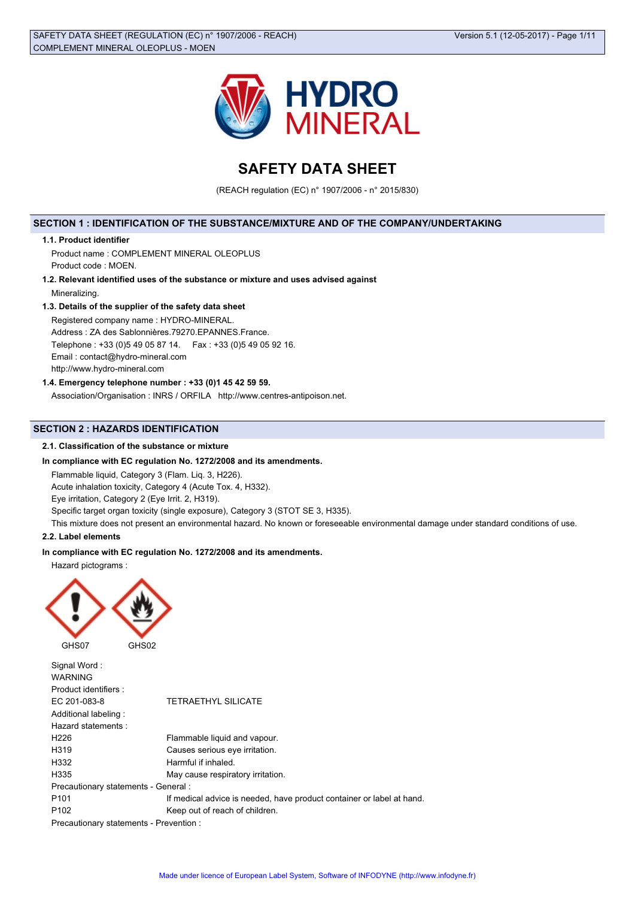# SAFETY DATA SHEET

(REACH regulation (EC) n° 1907/2006 - n° 2015/830)

## SECTION 1 : IDENTIFICATION OF THE SUBSTANCE/MIXTURE AND OF THE COMPANY/UNDERTAKING

**1.1. Product identifier**

Product name : COMPLEMENT MINERAL OLEOPLUS
Product code : MOEN.

**1.2. Relevant identified uses of the substance or mixture and uses advised against**

Mineralizing.

**1.3. Details of the supplier of the safety data sheet**

Registered company name : HYDRO-MINERAL.
Address : ZA des Sablonnières.79270.EPANNES.France.
Telephone : +33 (0)5 49 05 87 14.    Fax : +33 (0)5 49 05 92 16.
Email : contact@hydro-mineral.com
http://www.hydro-mineral.com

**1.4. Emergency telephone number : +33 (0)1 45 42 59 59.**

Association/Organisation : INRS / ORFILA   http://www.centres-antipoison.net.

## SECTION 2 : HAZARDS IDENTIFICATION

**2.1. Classification of the substance or mixture**

**In compliance with EC regulation No. 1272/2008 and its amendments.**

Flammable liquid, Category 3 (Flam. Liq. 3, H226).
Acute inhalation toxicity, Category 4 (Acute Tox. 4, H332).
Eye irritation, Category 2 (Eye Irrit. 2, H319).
Specific target organ toxicity (single exposure), Category 3 (STOT SE 3, H335).
This mixture does not present an environmental hazard. No known or foreseeable environmental damage under standard conditions of use.

**2.2. Label elements**

**In compliance with EC regulation No. 1272/2008 and its amendments.**

Hazard pictograms :

GHS07    GHS02

Signal Word :
WARNING

Product identifiers :

| | |
|---|---|
| EC 201-083-8 | TETRAETHYL SILICATE |

Additional labeling :

Hazard statements :

| | |
|---|---|
| H226 | Flammable liquid and vapour. |
| H319 | Causes serious eye irritation. |
| H332 | Harmful if inhaled. |
| H335 | May cause respiratory irritation. |

Precautionary statements - General :

| | |
|---|---|
| P101 | If medical advice is needed, have product container or label at hand. |
| P102 | Keep out of reach of children. |

Precautionary statements - Prevention :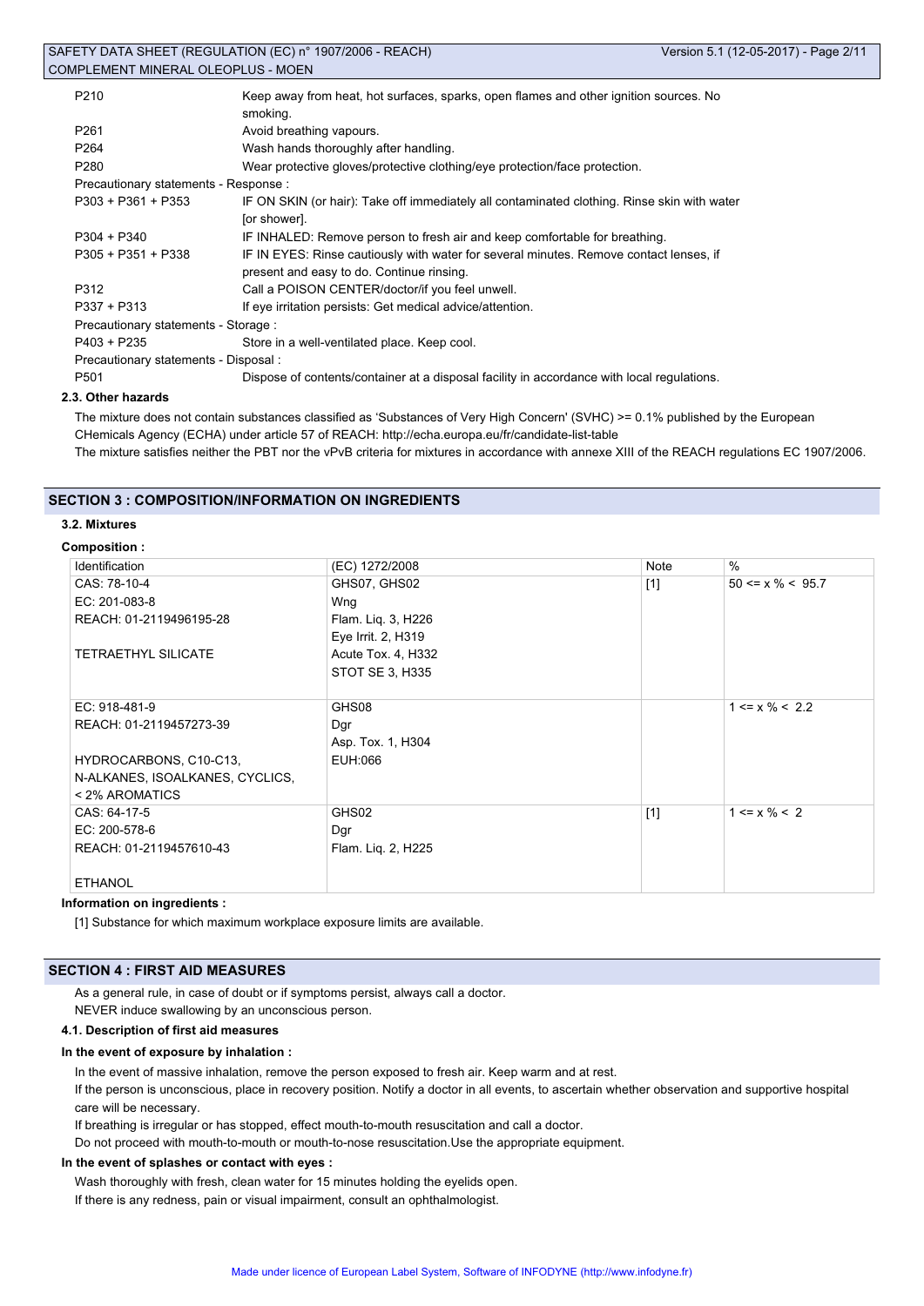| | |
|---|---|
| P210 | Keep away from heat, hot surfaces, sparks, open flames and other ignition sources. No smoking. |
| P261 | Avoid breathing vapours. |
| P264 | Wash hands thoroughly after handling. |
| P280 | Wear protective gloves/protective clothing/eye protection/face protection. |
| Precautionary statements - Response : | |
| P303 + P361 + P353 | IF ON SKIN (or hair): Take off immediately all contaminated clothing. Rinse skin with water [or shower]. |
| P304 + P340 | IF INHALED: Remove person to fresh air and keep comfortable for breathing. |
| P305 + P351 + P338 | IF IN EYES: Rinse cautiously with water for several minutes. Remove contact lenses, if present and easy to do. Continue rinsing. |
| P312 | Call a POISON CENTER/doctor/if you feel unwell. |
| P337 + P313 | If eye irritation persists: Get medical advice/attention. |
| Precautionary statements - Storage : | |
| P403 + P235 | Store in a well-ventilated place. Keep cool. |
| Precautionary statements - Disposal : | |
| P501 | Dispose of contents/container at a disposal facility in accordance with local regulations. |

### 2.3. Other hazards

The mixture does not contain substances classified as 'Substances of Very High Concern' (SVHC) >= 0.1% published by the European CHemicals Agency (ECHA) under article 57 of REACH: http://echa.europa.eu/fr/candidate-list-table

The mixture satisfies neither the PBT nor the vPvB criteria for mixtures in accordance with annexe XIII of the REACH regulations EC 1907/2006.

## SECTION 3 : COMPOSITION/INFORMATION ON INGREDIENTS

### 3.2. Mixtures

**Composition :**

| Identification | (EC) 1272/2008 | Note | % |
|---|---|---|---|
| CAS: 78-10-4<br>EC: 201-083-8<br>REACH: 01-2119496195-28<br><br>TETRAETHYL SILICATE | GHS07, GHS02<br>Wng<br>Flam. Liq. 3, H226<br>Eye Irrit. 2, H319<br>Acute Tox. 4, H332<br>STOT SE 3, H335 | [1] | 50 <= x % < 95.7 |
| EC: 918-481-9<br>REACH: 01-2119457273-39<br><br>HYDROCARBONS, C10-C13, N-ALKANES, ISOALKANES, CYCLICS, < 2% AROMATICS | GHS08<br>Dgr<br>Asp. Tox. 1, H304<br>EUH:066 | | 1 <= x % < 2.2 |
| CAS: 64-17-5<br>EC: 200-578-6<br>REACH: 01-2119457610-43<br><br>ETHANOL | GHS02<br>Dgr<br>Flam. Liq. 2, H225 | [1] | 1 <= x % < 2 |

**Information on ingredients :**

[1] Substance for which maximum workplace exposure limits are available.

## SECTION 4 : FIRST AID MEASURES

As a general rule, in case of doubt or if symptoms persist, always call a doctor.
NEVER induce swallowing by an unconscious person.

### 4.1. Description of first aid measures

**In the event of exposure by inhalation :**

In the event of massive inhalation, remove the person exposed to fresh air. Keep warm and at rest.

If the person is unconscious, place in recovery position. Notify a doctor in all events, to ascertain whether observation and supportive hospital care will be necessary.

If breathing is irregular or has stopped, effect mouth-to-mouth resuscitation and call a doctor.

Do not proceed with mouth-to-mouth or mouth-to-nose resuscitation.Use the appropriate equipment.

**In the event of splashes or contact with eyes :**

Wash thoroughly with fresh, clean water for 15 minutes holding the eyelids open.

If there is any redness, pain or visual impairment, consult an ophthalmologist.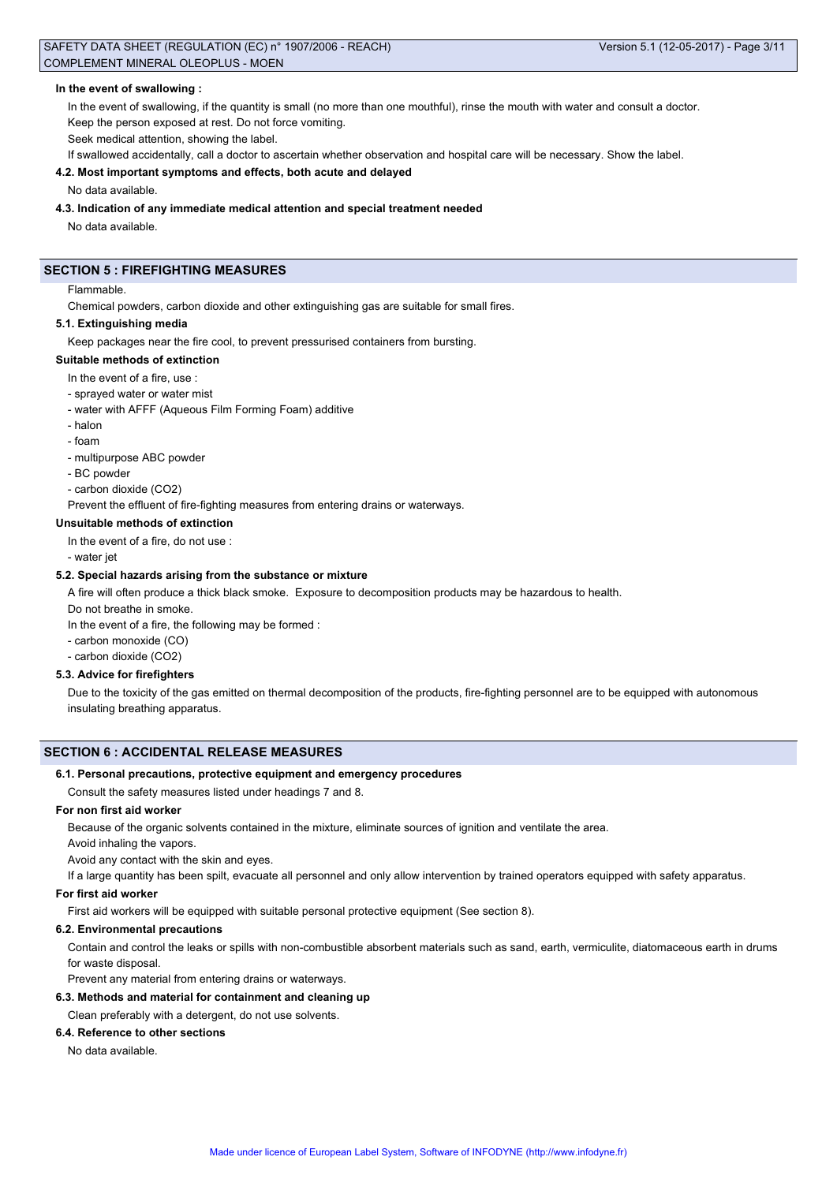#### In the event of swallowing :

In the event of swallowing, if the quantity is small (no more than one mouthful), rinse the mouth with water and consult a doctor.

Keep the person exposed at rest. Do not force vomiting.

Seek medical attention, showing the label.

If swallowed accidentally, call a doctor to ascertain whether observation and hospital care will be necessary. Show the label.

#### 4.2. Most important symptoms and effects, both acute and delayed

No data available.

#### 4.3. Indication of any immediate medical attention and special treatment needed

No data available.

## SECTION 5 : FIREFIGHTING MEASURES

Flammable.

Chemical powders, carbon dioxide and other extinguishing gas are suitable for small fires.

#### 5.1. Extinguishing media

Keep packages near the fire cool, to prevent pressurised containers from bursting.

#### Suitable methods of extinction

In the event of a fire, use :

- sprayed water or water mist
- water with AFFF (Aqueous Film Forming Foam) additive
- halon
- foam
- multipurpose ABC powder
- BC powder
- carbon dioxide ($CO_2$)

Prevent the effluent of fire-fighting measures from entering drains or waterways.

#### Unsuitable methods of extinction

In the event of a fire, do not use :

- water jet

#### 5.2. Special hazards arising from the substance or mixture

A fire will often produce a thick black smoke. Exposure to decomposition products may be hazardous to health.

Do not breathe in smoke.

In the event of a fire, the following may be formed :

- carbon monoxide (CO)
- carbon dioxide ($CO_2$)

#### 5.3. Advice for firefighters

Due to the toxicity of the gas emitted on thermal decomposition of the products, fire-fighting personnel are to be equipped with autonomous insulating breathing apparatus.

## SECTION 6 : ACCIDENTAL RELEASE MEASURES

#### 6.1. Personal precautions, protective equipment and emergency procedures

Consult the safety measures listed under headings 7 and 8.

#### For non first aid worker

Because of the organic solvents contained in the mixture, eliminate sources of ignition and ventilate the area.

Avoid inhaling the vapors.

Avoid any contact with the skin and eyes.

If a large quantity has been spilt, evacuate all personnel and only allow intervention by trained operators equipped with safety apparatus.

#### For first aid worker

First aid workers will be equipped with suitable personal protective equipment (See section 8).

#### 6.2. Environmental precautions

Contain and control the leaks or spills with non-combustible absorbent materials such as sand, earth, vermiculite, diatomaceous earth in drums for waste disposal.

Prevent any material from entering drains or waterways.

#### 6.3. Methods and material for containment and cleaning up

Clean preferably with a detergent, do not use solvents.

#### 6.4. Reference to other sections

No data available.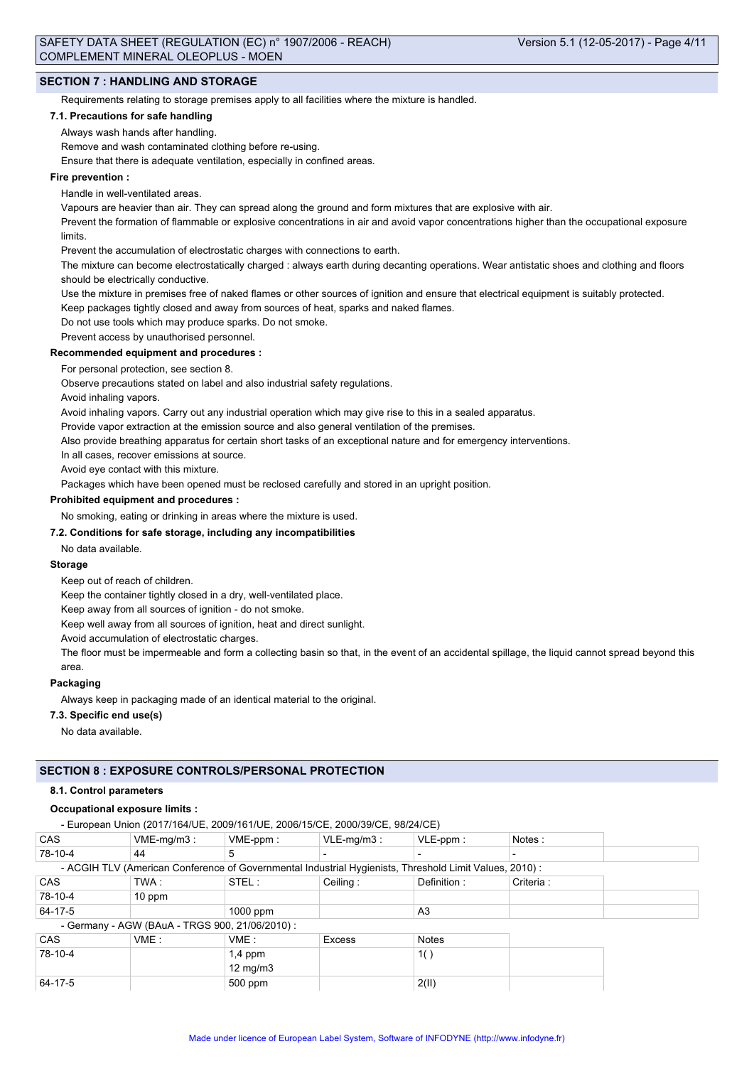## SECTION 7 : HANDLING AND STORAGE

Requirements relating to storage premises apply to all facilities where the mixture is handled.

### 7.1. Precautions for safe handling

Always wash hands after handling.

Remove and wash contaminated clothing before re-using.

Ensure that there is adequate ventilation, especially in confined areas.

#### Fire prevention :

Handle in well-ventilated areas.

Vapours are heavier than air. They can spread along the ground and form mixtures that are explosive with air.

Prevent the formation of flammable or explosive concentrations in air and avoid vapor concentrations higher than the occupational exposure limits.

Prevent the accumulation of electrostatic charges with connections to earth.

The mixture can become electrostatically charged : always earth during decanting operations. Wear antistatic shoes and clothing and floors should be electrically conductive.

Use the mixture in premises free of naked flames or other sources of ignition and ensure that electrical equipment is suitably protected.

Keep packages tightly closed and away from sources of heat, sparks and naked flames.

Do not use tools which may produce sparks. Do not smoke.

Prevent access by unauthorised personnel.

#### Recommended equipment and procedures :

For personal protection, see section 8.

Observe precautions stated on label and also industrial safety regulations.

Avoid inhaling vapors.

Avoid inhaling vapors. Carry out any industrial operation which may give rise to this in a sealed apparatus.

Provide vapor extraction at the emission source and also general ventilation of the premises.

Also provide breathing apparatus for certain short tasks of an exceptional nature and for emergency interventions.

In all cases, recover emissions at source.

Avoid eye contact with this mixture.

Packages which have been opened must be reclosed carefully and stored in an upright position.

#### Prohibited equipment and procedures :

No smoking, eating or drinking in areas where the mixture is used.

### 7.2. Conditions for safe storage, including any incompatibilities

No data available.

#### Storage

Keep out of reach of children.

Keep the container tightly closed in a dry, well-ventilated place.

Keep away from all sources of ignition - do not smoke.

Keep well away from all sources of ignition, heat and direct sunlight.

Avoid accumulation of electrostatic charges.

The floor must be impermeable and form a collecting basin so that, in the event of an accidental spillage, the liquid cannot spread beyond this area.

#### Packaging

Always keep in packaging made of an identical material to the original.

### 7.3. Specific end use(s)

No data available.

## SECTION 8 : EXPOSURE CONTROLS/PERSONAL PROTECTION

### 8.1. Control parameters

#### Occupational exposure limits :

- European Union (2017/164/UE, 2009/161/UE, 2006/15/CE, 2000/39/CE, 98/24/CE)

| CAS | VME-mg/m3 : | VME-ppm : | VLE-mg/m3 : | VLE-ppm : | Notes : |
|---|---|---|---|---|---|
| 78-10-4 | 44 | 5 | - | - | - |

- ACGIH TLV (American Conference of Governmental Industrial Hygienists, Threshold Limit Values, 2010) :

| CAS | TWA : | STEL : | Ceiling : | Definition : | Criteria : |
|---|---|---|---|---|---|
| 78-10-4 | 10 ppm | | | | |
| 64-17-5 | | 1000 ppm | | A3 | |

- Germany - AGW (BAuA - TRGS 900, 21/06/2010) :

| CAS | VME : | VME : | Excess | Notes |
|---|---|---|---|---|
| 78-10-4 | | 1,4 ppm<br>12 mg/m3 | | 1( ) |
| 64-17-5 | | 500 ppm | | 2(II) |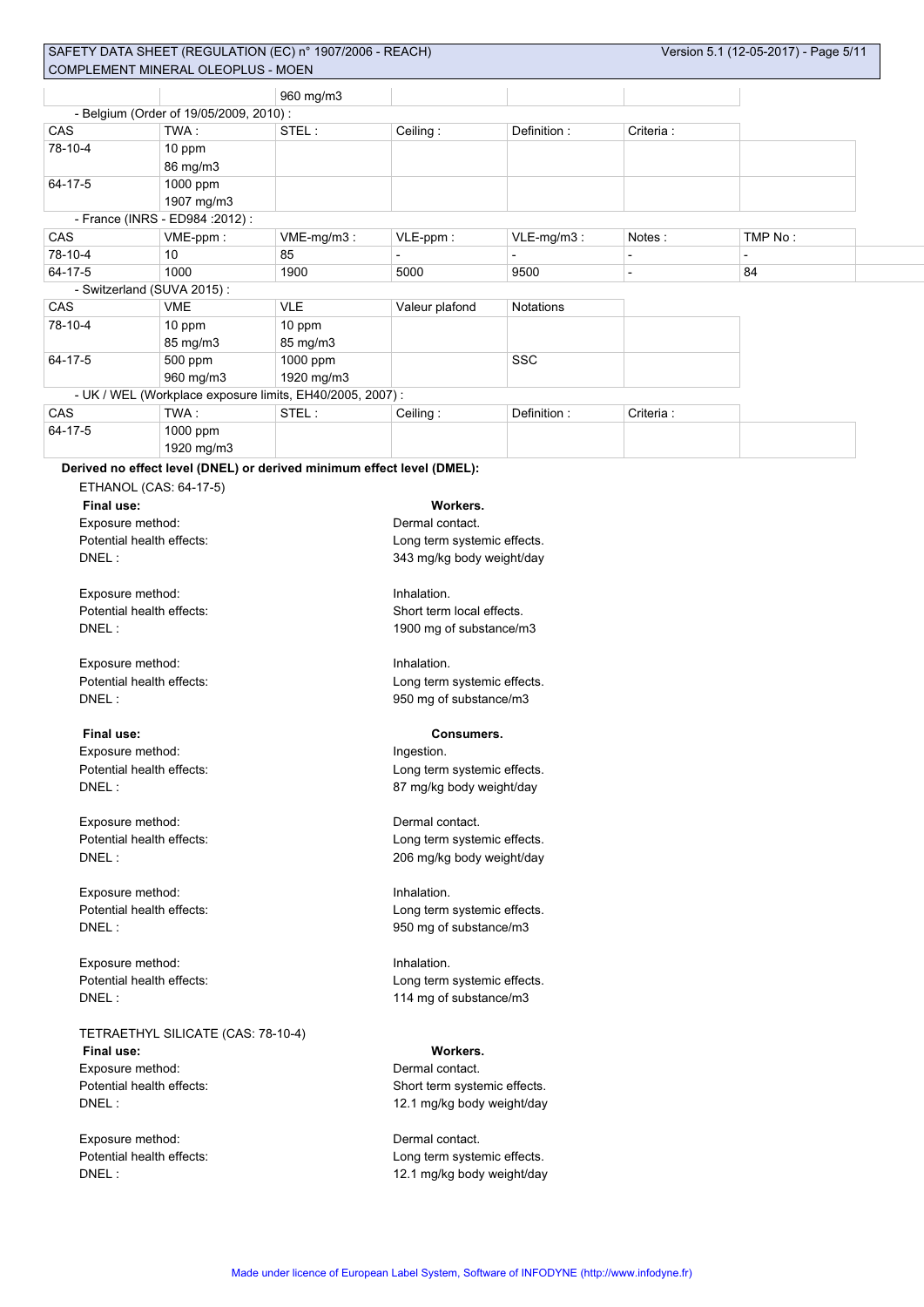| | | 960 mg/m3 | | | |
|---|---|---|---|---|---|

- Belgium (Order of 19/05/2009, 2010) :

| CAS | TWA : | STEL : | Ceiling : | Definition : | Criteria : |
|---|---|---|---|---|---|
| 78-10-4 | 10 ppm<br>86 mg/m3 | | | | |
| 64-17-5 | 1000 ppm<br>1907 mg/m3 | | | | |

- France (INRS - ED984 :2012) :

| CAS | VME-ppm : | VME-mg/m3 : | VLE-ppm : | VLE-mg/m3 : | Notes : | TMP No : |
|---|---|---|---|---|---|---|
| 78-10-4 | 10 | 85 | - | - | - | - |
| 64-17-5 | 1000 | 1900 | 5000 | 9500 | - | 84 |

- Switzerland (SUVA 2015) :

| CAS | VME | VLE | Valeur plafond | Notations |
|---|---|---|---|---|
| 78-10-4 | 10 ppm<br>85 mg/m3 | 10 ppm<br>85 mg/m3 | | |
| 64-17-5 | 500 ppm<br>960 mg/m3 | 1000 ppm<br>1920 mg/m3 | | SSC |

- UK / WEL (Workplace exposure limits, EH40/2005, 2007) :

| CAS | TWA : | STEL : | Ceiling : | Definition : | Criteria : |
|---|---|---|---|---|---|
| 64-17-5 | 1000 ppm<br>1920 mg/m3 | | | | |

**Derived no effect level (DNEL) or derived minimum effect level (DMEL):**

ETHANOL (CAS: 64-17-5)

**Final use:** **Workers.**

Exposure method: Dermal contact.
Potential health effects: Long term systemic effects.
DNEL : 343 mg/kg body weight/day

Exposure method: Inhalation.
Potential health effects: Short term local effects.
DNEL : 1900 mg of substance/m3

Exposure method: Inhalation.
Potential health effects: Long term systemic effects.
DNEL : 950 mg of substance/m3

**Final use:** **Consumers.**

Exposure method: Ingestion.
Potential health effects: Long term systemic effects.
DNEL : 87 mg/kg body weight/day

Exposure method: Dermal contact.
Potential health effects: Long term systemic effects.
DNEL : 206 mg/kg body weight/day

Exposure method: Inhalation.
Potential health effects: Long term systemic effects.
DNEL : 950 mg of substance/m3

Exposure method: Inhalation.
Potential health effects: Long term systemic effects.
DNEL : 114 mg of substance/m3

TETRAETHYL SILICATE (CAS: 78-10-4)

**Final use:** **Workers.**

Exposure method: Dermal contact.
Potential health effects: Short term systemic effects.
DNEL : 12.1 mg/kg body weight/day

Exposure method: Dermal contact.
Potential health effects: Long term systemic effects.
DNEL : 12.1 mg/kg body weight/day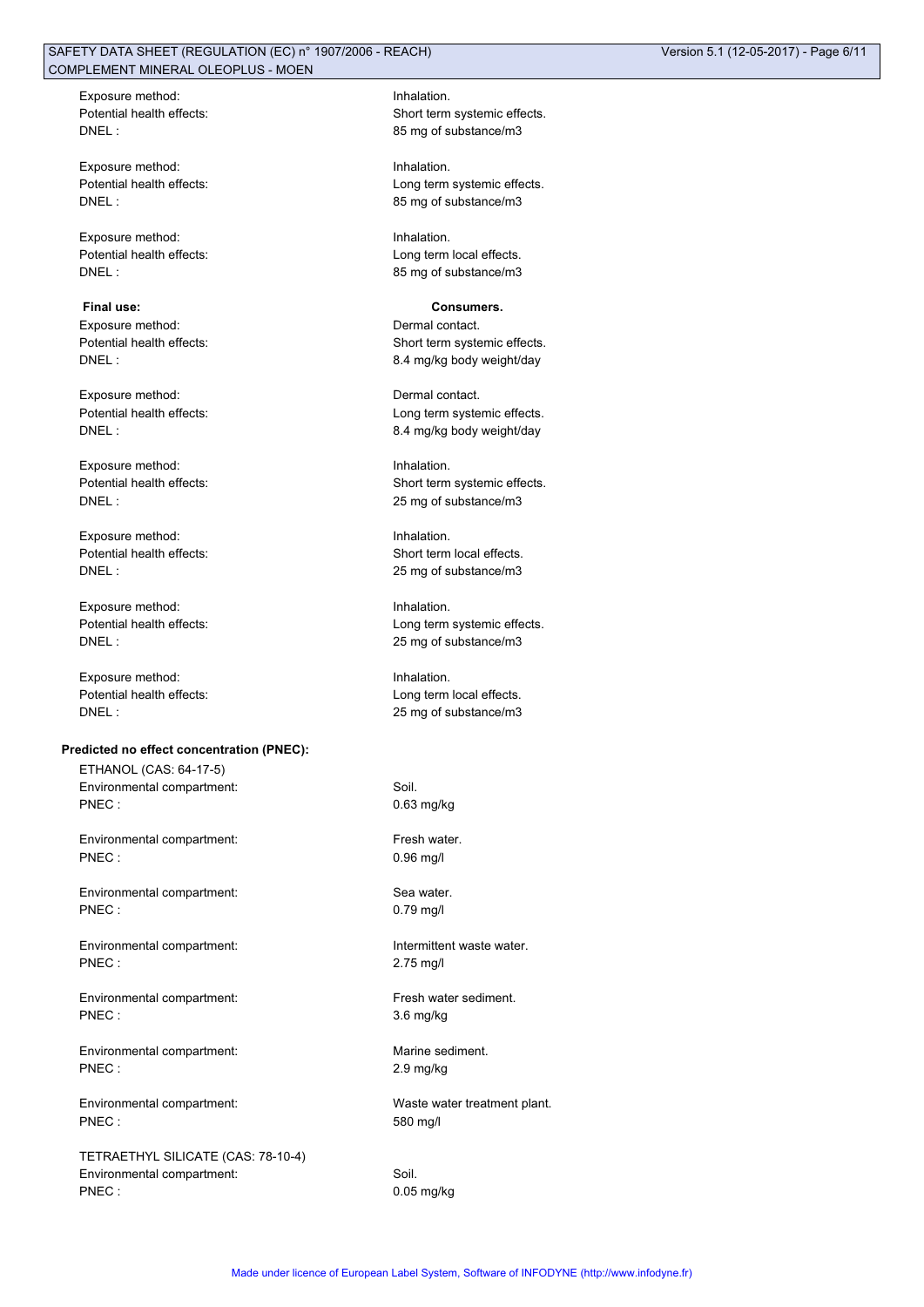Exposure method: Inhalation.
Potential health effects: Short term systemic effects.
DNEL : 85 mg of substance/m3

Exposure method: Inhalation.
Potential health effects: Long term systemic effects.
DNEL : 85 mg of substance/m3

Exposure method: Inhalation.
Potential health effects: Long term local effects.
DNEL : 85 mg of substance/m3

**Final use:** **Consumers.**
Exposure method: Dermal contact.
Potential health effects: Short term systemic effects.
DNEL : 8.4 mg/kg body weight/day

Exposure method: Dermal contact.
Potential health effects: Long term systemic effects.
DNEL : 8.4 mg/kg body weight/day

Exposure method: Inhalation.
Potential health effects: Short term systemic effects.
DNEL : 25 mg of substance/m3

Exposure method: Inhalation.
Potential health effects: Short term local effects.
DNEL : 25 mg of substance/m3

Exposure method: Inhalation.
Potential health effects: Long term systemic effects.
DNEL : 25 mg of substance/m3

Exposure method: Inhalation.
Potential health effects: Long term local effects.
DNEL : 25 mg of substance/m3

**Predicted no effect concentration (PNEC):**

ETHANOL (CAS: 64-17-5)
Environmental compartment: Soil.
PNEC : 0.63 mg/kg

Environmental compartment: Fresh water.
PNEC : 0.96 mg/l

Environmental compartment: Sea water.
PNEC : 0.79 mg/l

Environmental compartment: Intermittent waste water.
PNEC : 2.75 mg/l

Environmental compartment: Fresh water sediment.
PNEC : 3.6 mg/kg

Environmental compartment: Marine sediment.
PNEC : 2.9 mg/kg

Environmental compartment: Waste water treatment plant.
PNEC : 580 mg/l

TETRAETHYL SILICATE (CAS: 78-10-4)
Environmental compartment: Soil.
PNEC : 0.05 mg/kg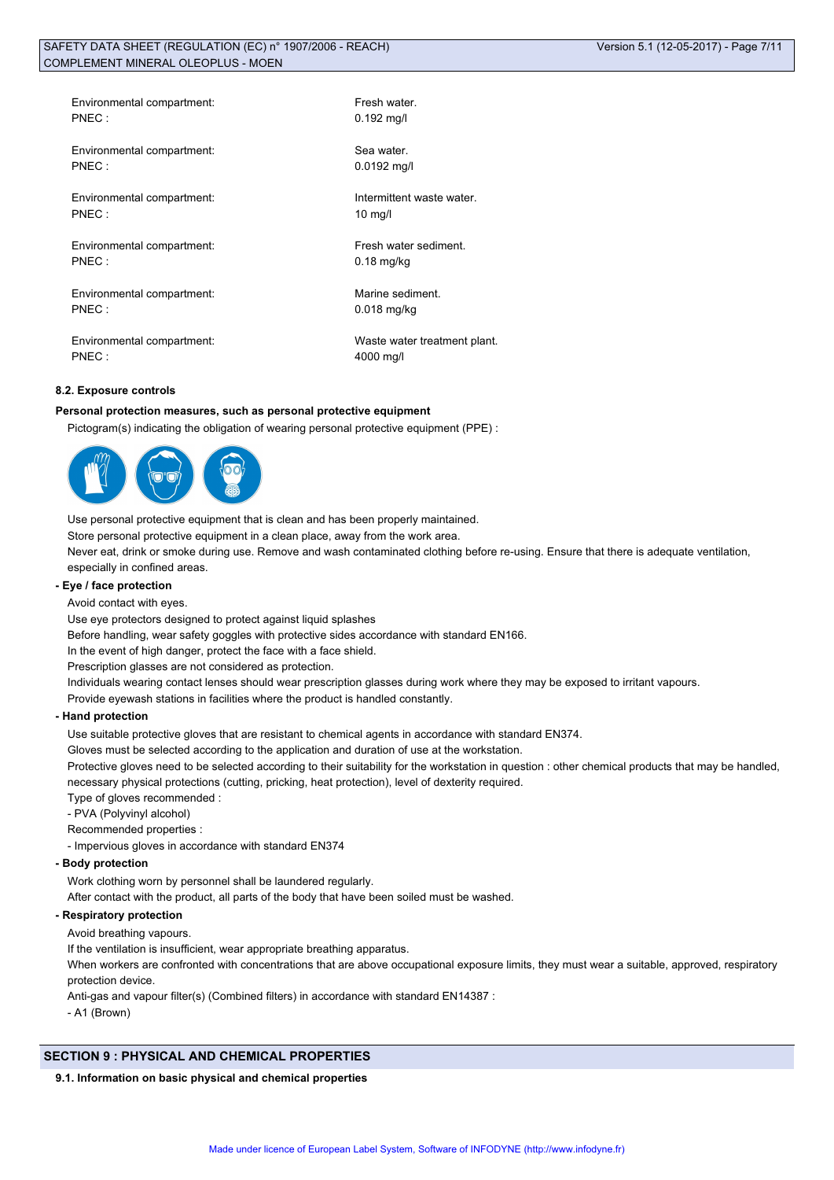Environmental compartment: Fresh water.
PNEC : 0.192 mg/l

Environmental compartment: Sea water.
PNEC : 0.0192 mg/l

Environmental compartment: Intermittent waste water.
PNEC : 10 mg/l

Environmental compartment: Fresh water sediment.
PNEC : 0.18 mg/kg

Environmental compartment: Marine sediment.
PNEC : 0.018 mg/kg

Environmental compartment: Waste water treatment plant.
PNEC : 4000 mg/l

#### 8.2. Exposure controls

**Personal protection measures, such as personal protective equipment**

Pictogram(s) indicating the obligation of wearing personal protective equipment (PPE) :

Use personal protective equipment that is clean and has been properly maintained.

Store personal protective equipment in a clean place, away from the work area.

Never eat, drink or smoke during use. Remove and wash contaminated clothing before re-using. Ensure that there is adequate ventilation, especially in confined areas.

**- Eye / face protection**

Avoid contact with eyes.

Use eye protectors designed to protect against liquid splashes

Before handling, wear safety goggles with protective sides accordance with standard EN166.

In the event of high danger, protect the face with a face shield.

Prescription glasses are not considered as protection.

Individuals wearing contact lenses should wear prescription glasses during work where they may be exposed to irritant vapours.

Provide eyewash stations in facilities where the product is handled constantly.

**- Hand protection**

Use suitable protective gloves that are resistant to chemical agents in accordance with standard EN374.

Gloves must be selected according to the application and duration of use at the workstation.

Protective gloves need to be selected according to their suitability for the workstation in question : other chemical products that may be handled, necessary physical protections (cutting, pricking, heat protection), level of dexterity required.

Type of gloves recommended :

- PVA (Polyvinyl alcohol)

Recommended properties :

- Impervious gloves in accordance with standard EN374

**- Body protection**

Work clothing worn by personnel shall be laundered regularly.

After contact with the product, all parts of the body that have been soiled must be washed.

**- Respiratory protection**

Avoid breathing vapours.

If the ventilation is insufficient, wear appropriate breathing apparatus.

When workers are confronted with concentrations that are above occupational exposure limits, they must wear a suitable, approved, respiratory protection device.

Anti-gas and vapour filter(s) (Combined filters) in accordance with standard EN14387 :

- A1 (Brown)

## SECTION 9 : PHYSICAL AND CHEMICAL PROPERTIES

#### 9.1. Information on basic physical and chemical properties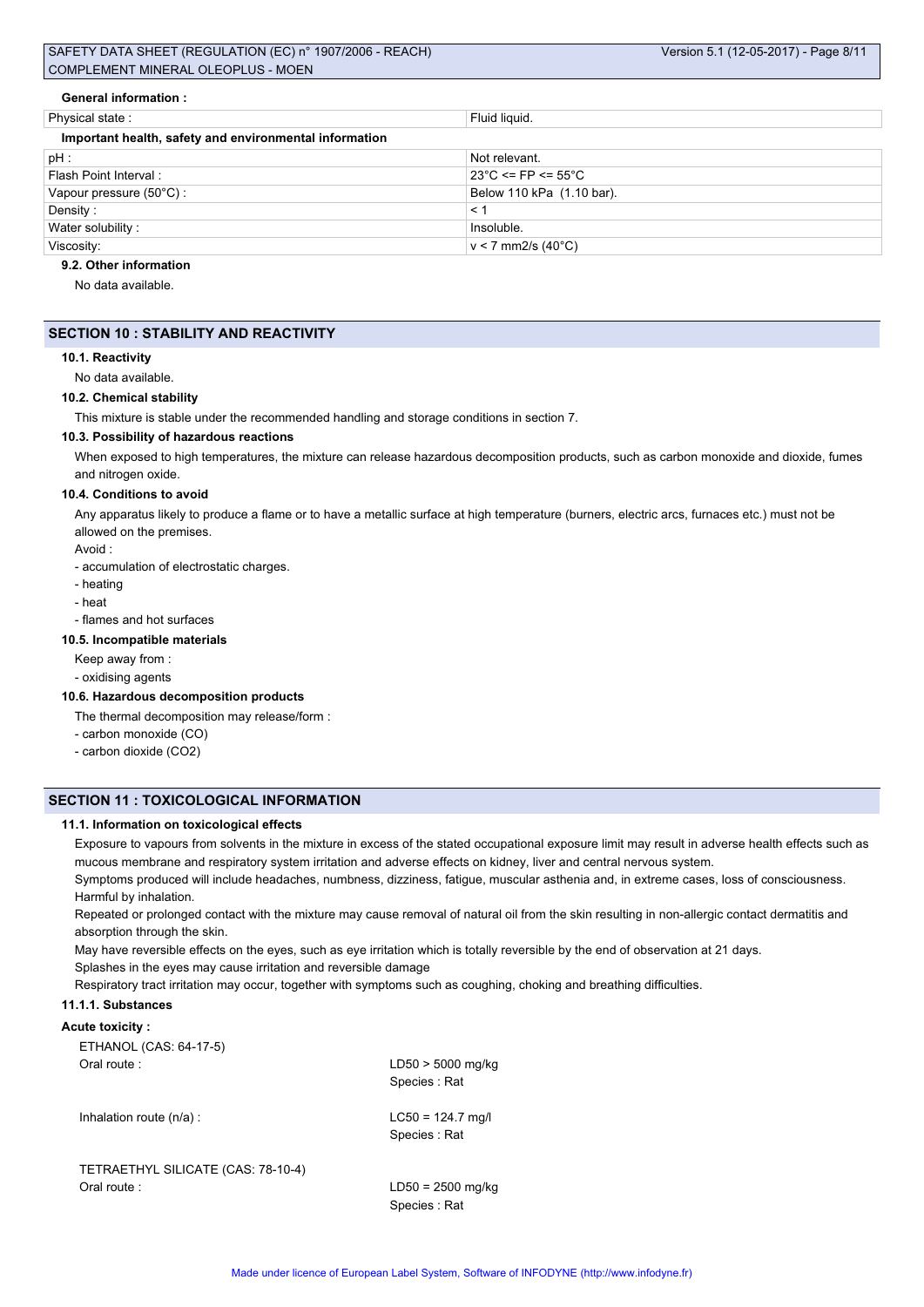**General information :**

| Physical state : | Fluid liquid. |
|---|---|

**Important health, safety and environmental information**

| pH : | Not relevant. |
|---|---|
| Flash Point Interval : | 23°C <= FP <= 55°C |
| Vapour pressure (50°C) : | Below 110 kPa (1.10 bar). |
| Density : | < 1 |
| Water solubility : | Insoluble. |
| Viscosity: | v < 7 mm2/s (40°C) |

**9.2. Other information**

No data available.

## SECTION 10 : STABILITY AND REACTIVITY

**10.1. Reactivity**

No data available.

**10.2. Chemical stability**

This mixture is stable under the recommended handling and storage conditions in section 7.

**10.3. Possibility of hazardous reactions**

When exposed to high temperatures, the mixture can release hazardous decomposition products, such as carbon monoxide and dioxide, fumes and nitrogen oxide.

**10.4. Conditions to avoid**

Any apparatus likely to produce a flame or to have a metallic surface at high temperature (burners, electric arcs, furnaces etc.) must not be allowed on the premises.

Avoid :

- accumulation of electrostatic charges.
- heating
- heat
- flames and hot surfaces

**10.5. Incompatible materials**

Keep away from :

- oxidising agents

**10.6. Hazardous decomposition products**

The thermal decomposition may release/form :

- carbon monoxide (CO)
- carbon dioxide (CO2)

## SECTION 11 : TOXICOLOGICAL INFORMATION

**11.1. Information on toxicological effects**

Exposure to vapours from solvents in the mixture in excess of the stated occupational exposure limit may result in adverse health effects such as mucous membrane and respiratory system irritation and adverse effects on kidney, liver and central nervous system.

Symptoms produced will include headaches, numbness, dizziness, fatigue, muscular asthenia and, in extreme cases, loss of consciousness.

Harmful by inhalation.

Repeated or prolonged contact with the mixture may cause removal of natural oil from the skin resulting in non-allergic contact dermatitis and absorption through the skin.

May have reversible effects on the eyes, such as eye irritation which is totally reversible by the end of observation at 21 days.

Splashes in the eyes may cause irritation and reversible damage

Respiratory tract irritation may occur, together with symptoms such as coughing, choking and breathing difficulties.

**11.1.1. Substances**

**Acute toxicity :**

ETHANOL (CAS: 64-17-5)

| | |
|---|---|
| Oral route : | LD50 > 5000 mg/kg<br>Species : Rat |
| Inhalation route (n/a) : | LC50 = 124.7 mg/l<br>Species : Rat |

TETRAETHYL SILICATE (CAS: 78-10-4)

| | |
|---|---|
| Oral route : | LD50 = 2500 mg/kg<br>Species : Rat |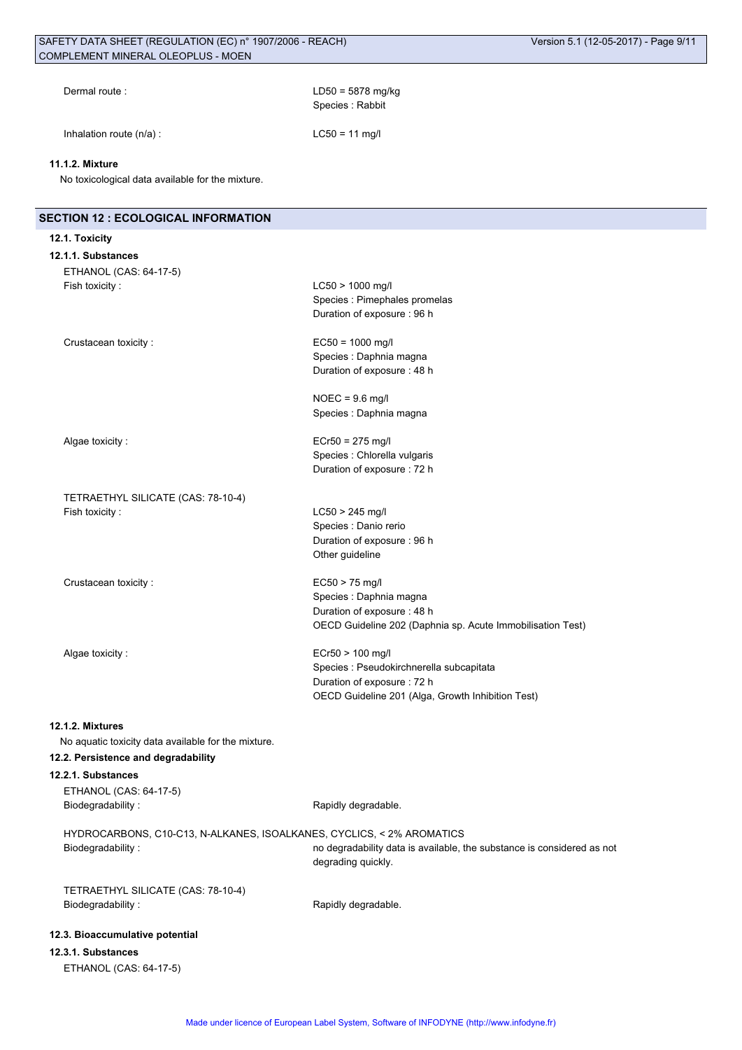Dermal route : LD50 = 5878 mg/kg
Species : Rabbit

Inhalation route (n/a) : LC50 = 11 mg/l

#### 11.1.2. Mixture

No toxicological data available for the mixture.

## SECTION 12 : ECOLOGICAL INFORMATION

### 12.1. Toxicity

#### 12.1.1. Substances

ETHANOL (CAS: 64-17-5)

Fish toxicity : LC50 > 1000 mg/l
Species : Pimephales promelas
Duration of exposure : 96 h

Crustacean toxicity : EC50 = 1000 mg/l
Species : Daphnia magna
Duration of exposure : 48 h

NOEC = 9.6 mg/l
Species : Daphnia magna

Algae toxicity : ECr50 = 275 mg/l
Species : Chlorella vulgaris
Duration of exposure : 72 h

TETRAETHYL SILICATE (CAS: 78-10-4)

Fish toxicity : LC50 > 245 mg/l
Species : Danio rerio
Duration of exposure : 96 h
Other guideline

Crustacean toxicity : EC50 > 75 mg/l
Species : Daphnia magna
Duration of exposure : 48 h
OECD Guideline 202 (Daphnia sp. Acute Immobilisation Test)

Algae toxicity : ECr50 > 100 mg/l
Species : Pseudokirchnerella subcapitata
Duration of exposure : 72 h
OECD Guideline 201 (Alga, Growth Inhibition Test)

#### 12.1.2. Mixtures

No aquatic toxicity data available for the mixture.

### 12.2. Persistence and degradability

#### 12.2.1. Substances

ETHANOL (CAS: 64-17-5)

Biodegradability : Rapidly degradable.

HYDROCARBONS, C10-C13, N-ALKANES, ISOALKANES, CYCLICS, < 2% AROMATICS

Biodegradability : no degradability data is available, the substance is considered as not degrading quickly.

TETRAETHYL SILICATE (CAS: 78-10-4)

Biodegradability : Rapidly degradable.

### 12.3. Bioaccumulative potential

#### 12.3.1. Substances

ETHANOL (CAS: 64-17-5)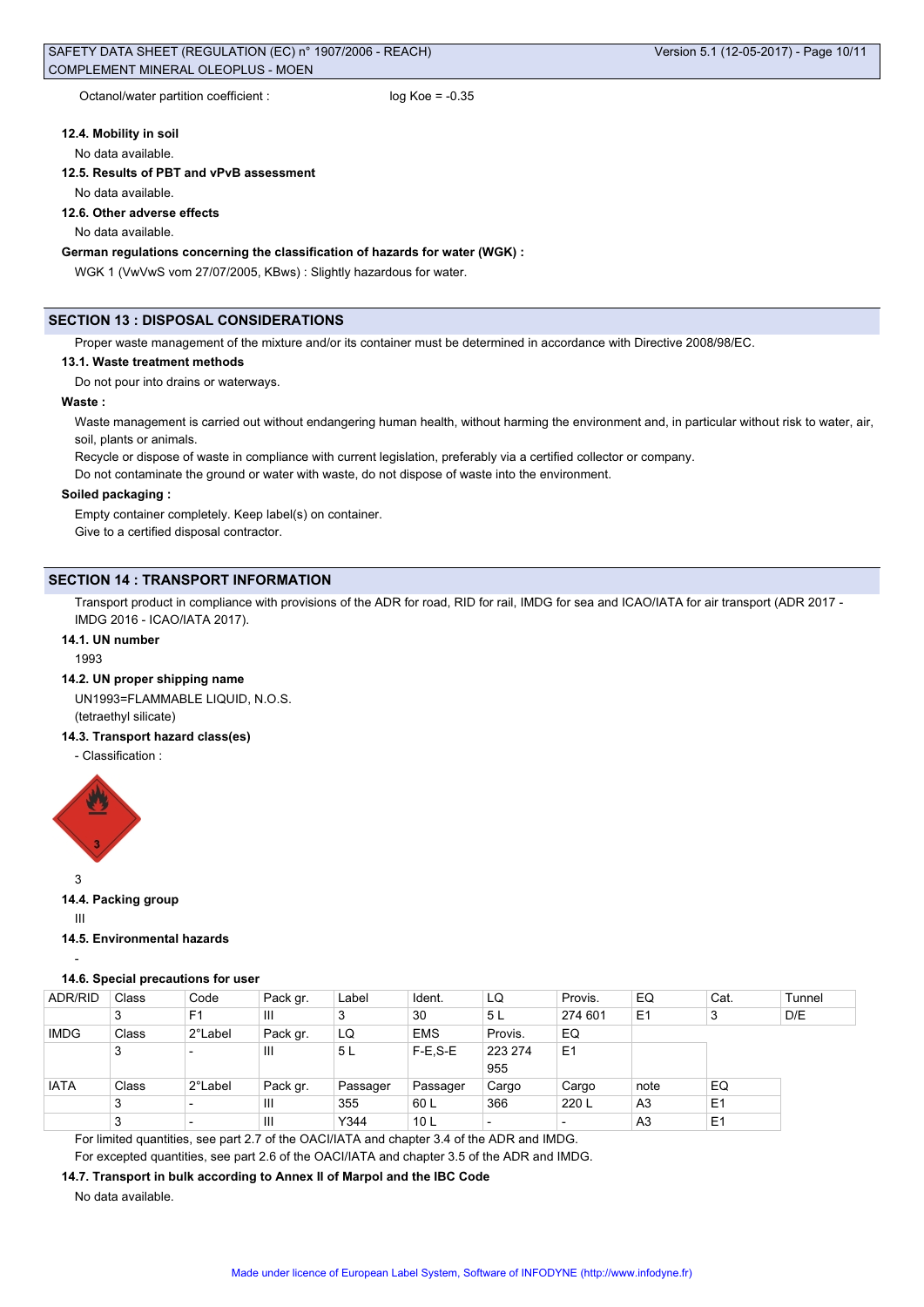Octanol/water partition coefficient : log Koe = -0.35

#### 12.4. Mobility in soil

No data available.

#### 12.5. Results of PBT and vPvB assessment

No data available.

#### 12.6. Other adverse effects

No data available.

**German regulations concerning the classification of hazards for water (WGK) :**

WGK 1 (VwVwS vom 27/07/2005, KBws) : Slightly hazardous for water.

## SECTION 13 : DISPOSAL CONSIDERATIONS

Proper waste management of the mixture and/or its container must be determined in accordance with Directive 2008/98/EC.

#### 13.1. Waste treatment methods

Do not pour into drains or waterways.

**Waste :**

Waste management is carried out without endangering human health, without harming the environment and, in particular without risk to water, air, soil, plants or animals.

Recycle or dispose of waste in compliance with current legislation, preferably via a certified collector or company.

Do not contaminate the ground or water with waste, do not dispose of waste into the environment.

**Soiled packaging :**

Empty container completely. Keep label(s) on container.

Give to a certified disposal contractor.

## SECTION 14 : TRANSPORT INFORMATION

Transport product in compliance with provisions of the ADR for road, RID for rail, IMDG for sea and ICAO/IATA for air transport (ADR 2017 - IMDG 2016 - ICAO/IATA 2017).

#### 14.1. UN number

1993

#### 14.2. UN proper shipping name

UN1993=FLAMMABLE LIQUID, N.O.S.
(tetraethyl silicate)

#### 14.3. Transport hazard class(es)

- Classification :

3

#### 14.4. Packing group

III

#### 14.5. Environmental hazards

-

#### 14.6. Special precautions for user

| ADR/RID | Class | Code | Pack gr. | Label | Ident. | LQ | Provis. | EQ | Cat. | Tunnel |
|---|---|---|---|---|---|---|---|---|---|---|
| | 3 | F1 | III | 3 | 30 | 5 L | 274 601 | E1 | 3 | D/E |
| IMDG | Class | 2°Label | Pack gr. | LQ | EMS | Provis. | EQ | | | |
| | 3 | - | III | 5 L | F-E,S-E | 223 274 955 | E1 | | | |
| IATA | Class | 2°Label | Pack gr. | Passager | Passager | Cargo | Cargo | note | EQ | |
| | 3 | - | III | 355 | 60 L | 366 | 220 L | A3 | E1 | |
| | 3 | - | III | Y344 | 10 L | - | - | A3 | E1 | |

For limited quantities, see part 2.7 of the OACI/IATA and chapter 3.4 of the ADR and IMDG.

For excepted quantities, see part 2.6 of the OACI/IATA and chapter 3.5 of the ADR and IMDG.

#### 14.7. Transport in bulk according to Annex II of Marpol and the IBC Code

No data available.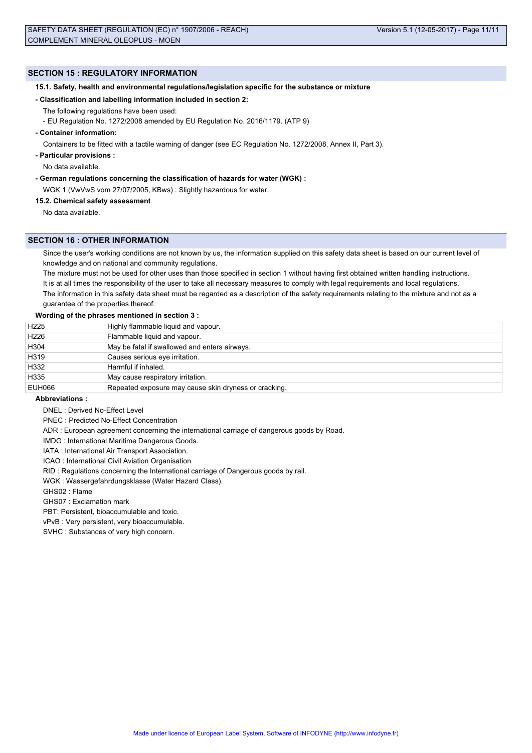## SECTION 15 : REGULATORY INFORMATION

**15.1. Safety, health and environmental regulations/legislation specific for the substance or mixture**

**- Classification and labelling information included in section 2:**

The following regulations have been used:

- EU Regulation No. 1272/2008 amended by EU Regulation No. 2016/1179. (ATP 9)

**- Container information:**

Containers to be fitted with a tactile warning of danger (see EC Regulation No. 1272/2008, Annex II, Part 3).

**- Particular provisions :**

No data available.

**- German regulations concerning the classification of hazards for water (WGK) :**

WGK 1 (VwVwS vom 27/07/2005, KBws) : Slightly hazardous for water.

**15.2. Chemical safety assessment**

No data available.

## SECTION 16 : OTHER INFORMATION

Since the user's working conditions are not known by us, the information supplied on this safety data sheet is based on our current level of knowledge and on national and community regulations.

The mixture must not be used for other uses than those specified in section 1 without having first obtained written handling instructions.

It is at all times the responsibility of the user to take all necessary measures to comply with legal requirements and local regulations.

The information in this safety data sheet must be regarded as a description of the safety requirements relating to the mixture and not as a guarantee of the properties thereof.

**Wording of the phrases mentioned in section 3 :**

| | |
|---|---|
| H225 | Highly flammable liquid and vapour. |
| H226 | Flammable liquid and vapour. |
| H304 | May be fatal if swallowed and enters airways. |
| H319 | Causes serious eye irritation. |
| H332 | Harmful if inhaled. |
| H335 | May cause respiratory irritation. |
| EUH066 | Repeated exposure may cause skin dryness or cracking. |

**Abbreviations :**

DNEL : Derived No-Effect Level

PNEC : Predicted No-Effect Concentration

ADR : European agreement concerning the international carriage of dangerous goods by Road.

IMDG : International Maritime Dangerous Goods.

IATA : International Air Transport Association.

ICAO : International Civil Aviation Organisation

RID : Regulations concerning the International carriage of Dangerous goods by rail.

WGK : Wassergefahrdungsklasse (Water Hazard Class).

GHS02 : Flame

GHS07 : Exclamation mark

PBT: Persistent, bioaccumulable and toxic.

vPvB : Very persistent, very bioaccumulable.

SVHC : Substances of very high concern.